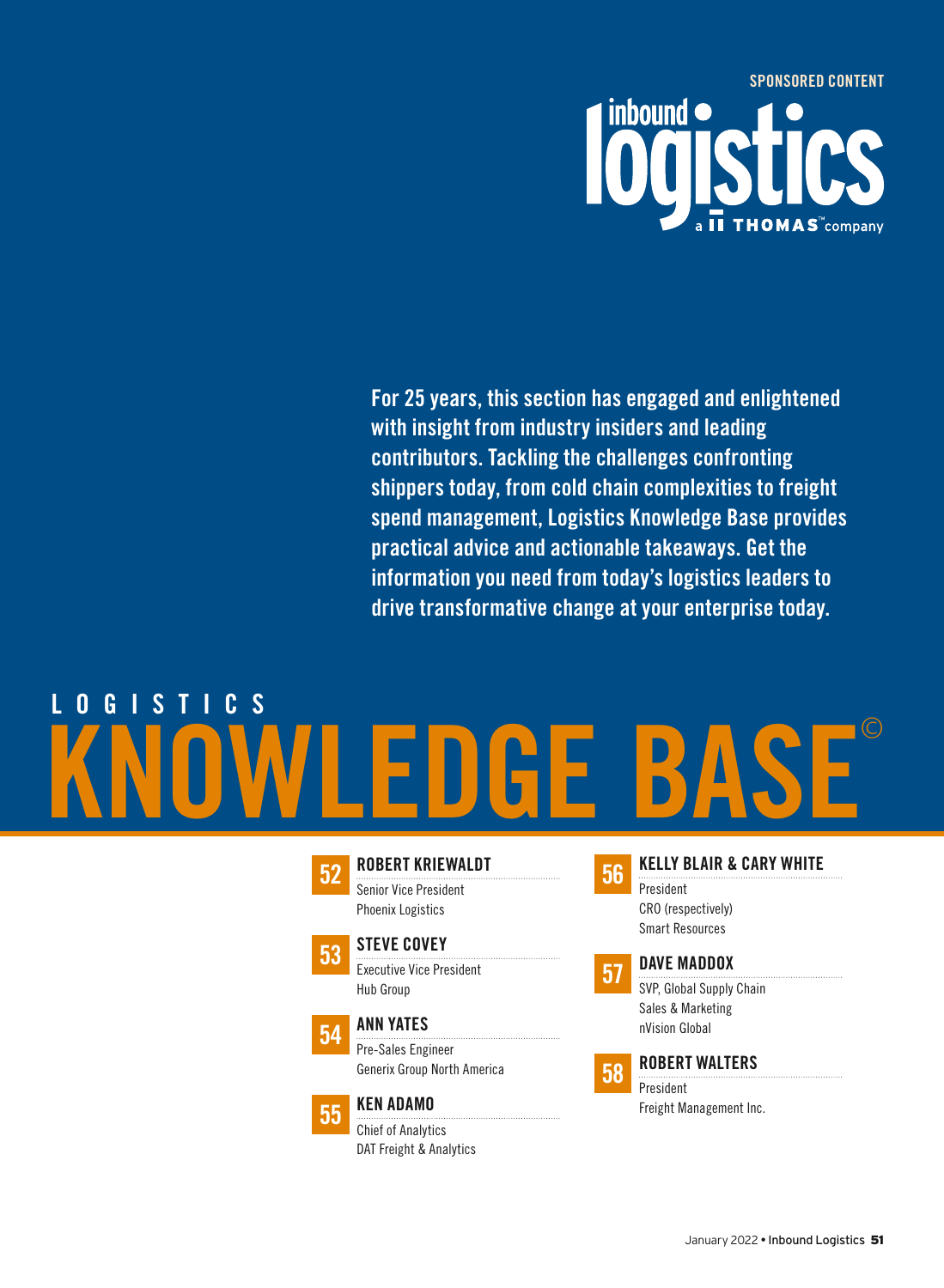SPONSORED CONTENT

inbound logistics
a THOMAS™ company

For 25 years, this section has engaged and enlightened with insight from industry insiders and leading contributors. Tackling the challenges confronting shippers today, from cold chain complexities to freight spend management, Logistics Knowledge Base provides practical advice and actionable takeaways. Get the information you need from today's logistics leaders to drive transformative change at your enterprise today.

# LOGISTICS KNOWLEDGE BASE©

**52 ROBERT KRIEWALDT**
Senior Vice President
Phoenix Logistics

**53 STEVE COVEY**
Executive Vice President
Hub Group

**54 ANN YATES**
Pre-Sales Engineer
Generix Group North America

**55 KEN ADAMO**
Chief of Analytics
DAT Freight & Analytics

**56 KELLY BLAIR & CARY WHITE**
President
CRO (respectively)
Smart Resources

**57 DAVE MADDOX**
SVP, Global Supply Chain Sales & Marketing
nVision Global

**58 ROBERT WALTERS**
President
Freight Management Inc.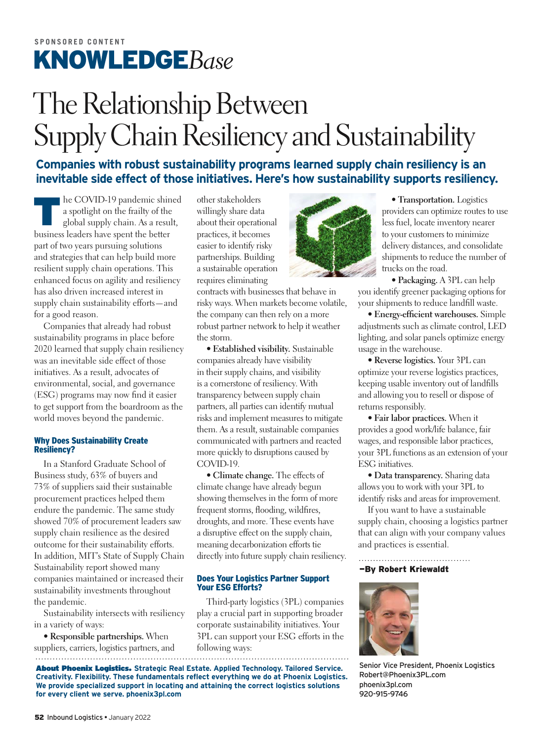SPONSORED CONTENT

**KNOWLEDGE***Base*

# The Relationship Between Supply Chain Resiliency and Sustainability

**Companies with robust sustainability programs learned supply chain resiliency is an inevitable side effect of those initiatives. Here's how sustainability supports resiliency.**

The COVID-19 pandemic shined a spotlight on the frailty of the global supply chain. As a result, business leaders have spent the better part of two years pursuing solutions and strategies that can help build more resilient supply chain operations. This enhanced focus on agility and resiliency has also driven increased interest in supply chain sustainability efforts—and for a good reason.

Companies that already had robust sustainability programs in place before 2020 learned that supply chain resiliency was an inevitable side effect of those initiatives. As a result, advocates of environmental, social, and governance (ESG) programs may now find it easier to get support from the boardroom as the world moves beyond the pandemic.

## Why Does Sustainability Create Resiliency?

In a Stanford Graduate School of Business study, 63% of buyers and 73% of suppliers said their sustainable procurement practices helped them endure the pandemic. The same study showed 70% of procurement leaders saw supply chain resilience as the desired outcome for their sustainability efforts. In addition, MIT's State of Supply Chain Sustainability report showed many companies maintained or increased their sustainability investments throughout the pandemic.

Sustainability intersects with resiliency in a variety of ways:

- **Responsible partnerships.** When suppliers, carriers, logistics partners, and other stakeholders willingly share data about their operational practices, it becomes easier to identify risky partnerships. Building a sustainable operation requires eliminating contracts with businesses that behave in risky ways. When markets become volatile, the company can then rely on a more robust partner network to help it weather the storm.
- **Established visibility.** Sustainable companies already have visibility in their supply chains, and visibility is a cornerstone of resiliency. With transparency between supply chain partners, all parties can identify mutual risks and implement measures to mitigate them. As a result, sustainable companies communicated with partners and reacted more quickly to disruptions caused by COVID-19.
- **Climate change.** The effects of climate change have already begun showing themselves in the form of more frequent storms, flooding, wildfires, droughts, and more. These events have a disruptive effect on the supply chain, meaning decarbonization efforts tie directly into future supply chain resiliency.

## Does Your Logistics Partner Support Your ESG Efforts?

Third-party logistics (3PL) companies play a crucial part in supporting broader corporate sustainability initiatives. Your 3PL can support your ESG efforts in the following ways:

- **Transportation.** Logistics providers can optimize routes to use less fuel, locate inventory nearer to your customers to minimize delivery distances, and consolidate shipments to reduce the number of trucks on the road.
- **Packaging.** A 3PL can help you identify greener packaging options for your shipments to reduce landfill waste.
- **Energy-efficient warehouses.** Simple adjustments such as climate control, LED lighting, and solar panels optimize energy usage in the warehouse.
- **Reverse logistics.** Your 3PL can optimize your reverse logistics practices, keeping usable inventory out of landfills and allowing you to resell or dispose of returns responsibly.
- **Fair labor practices.** When it provides a good work/life balance, fair wages, and responsible labor practices, your 3PL functions as an extension of your ESG initiatives.
- **Data transparency.** Sharing data allows you to work with your 3PL to identify risks and areas for improvement.

If you want to have a sustainable supply chain, choosing a logistics partner that can align with your company values and practices is essential.

**—By Robert Kriewaldt**

Senior Vice President, Phoenix Logistics
Robert@Phoenix3PL.com
phoenix3pl.com
920-915-9746

**About Phoenix Logistics.** Strategic Real Estate. Applied Technology. Tailored Service. Creativity. Flexibility. These fundamentals reflect everything we do at Phoenix Logistics. We provide specialized support in locating and attaining the correct logistics solutions for every client we serve. phoenix3pl.com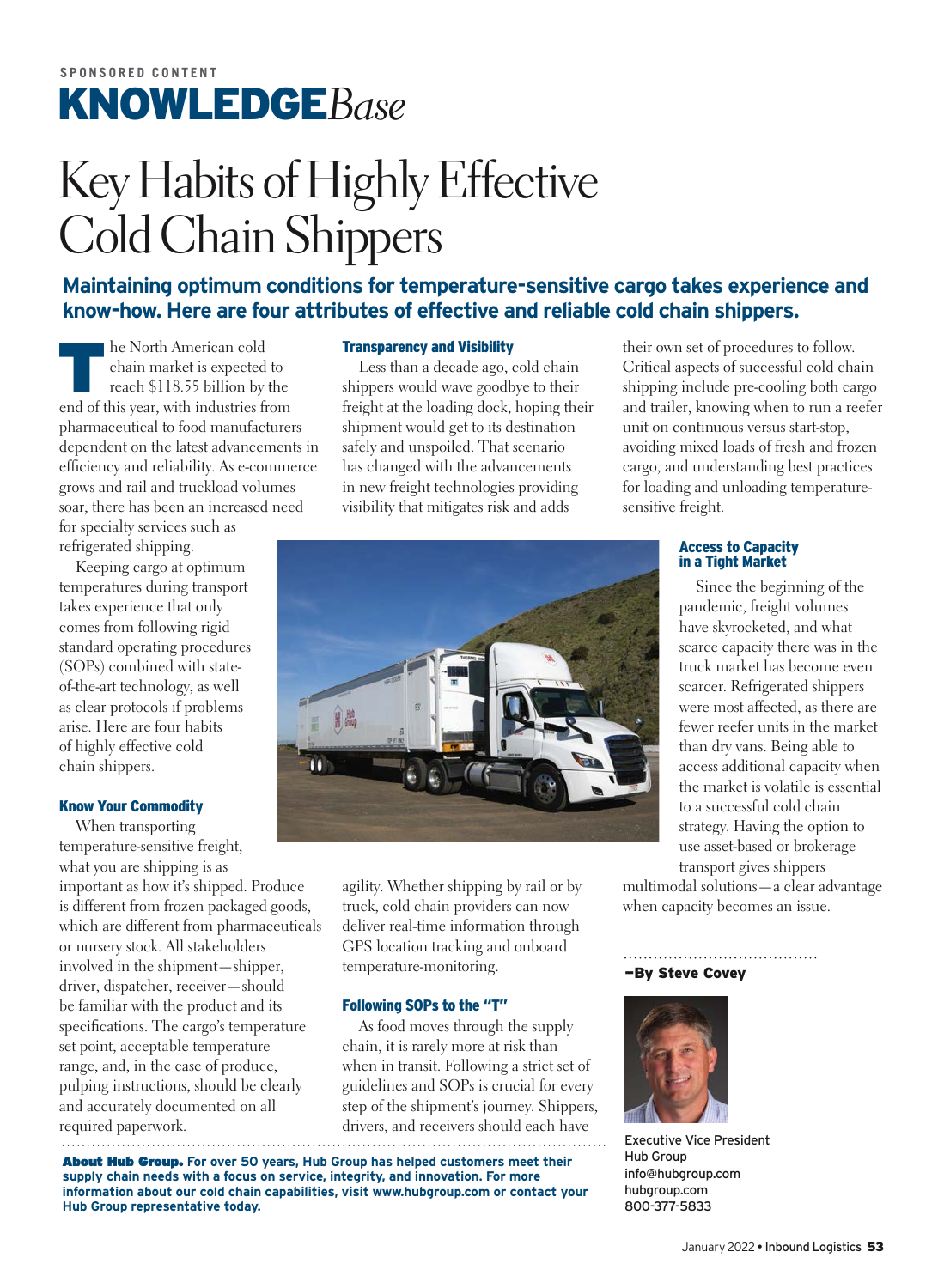SPONSORED CONTENT

**KNOWLEDGE***Base*

# Key Habits of Highly Effective Cold Chain Shippers

**Maintaining optimum conditions for temperature-sensitive cargo takes experience and know-how. Here are four attributes of effective and reliable cold chain shippers.**

The North American cold chain market is expected to reach $118.55 billion by the end of this year, with industries from pharmaceutical to food manufacturers dependent on the latest advancements in efficiency and reliability. As e-commerce grows and rail and truckload volumes soar, there has been an increased need for specialty services such as refrigerated shipping.

Keeping cargo at optimum temperatures during transport takes experience that only comes from following rigid standard operating procedures (SOPs) combined with state-of-the-art technology, as well as clear protocols if problems arise. Here are four habits of highly effective cold chain shippers.

### Know Your Commodity

When transporting temperature-sensitive freight, what you are shipping is as important as how it's shipped. Produce is different from frozen packaged goods, which are different from pharmaceuticals or nursery stock. All stakeholders involved in the shipment—shipper, driver, dispatcher, receiver—should be familiar with the product and its specifications. The cargo's temperature set point, acceptable temperature range, and, in the case of produce, pulping instructions, should be clearly and accurately documented on all required paperwork.

### Transparency and Visibility

Less than a decade ago, cold chain shippers would wave goodbye to their freight at the loading dock, hoping their shipment would get to its destination safely and unspoiled. That scenario has changed with the advancements in new freight technologies providing visibility that mitigates risk and adds agility. Whether shipping by rail or by truck, cold chain providers can now deliver real-time information through GPS location tracking and onboard temperature-monitoring.

### Following SOPs to the "T"

As food moves through the supply chain, it is rarely more at risk than when in transit. Following a strict set of guidelines and SOPs is crucial for every step of the shipment's journey. Shippers, drivers, and receivers should each have their own set of procedures to follow. Critical aspects of successful cold chain shipping include pre-cooling both cargo and trailer, knowing when to run a reefer unit on continuous versus start-stop, avoiding mixed loads of fresh and frozen cargo, and understanding best practices for loading and unloading temperature-sensitive freight.

### Access to Capacity in a Tight Market

Since the beginning of the pandemic, freight volumes have skyrocketed, and what scarce capacity there was in the truck market has become even scarcer. Refrigerated shippers were most affected, as there are fewer reefer units in the market than dry vans. Being able to access additional capacity when the market is volatile is essential to a successful cold chain strategy. Having the option to use asset-based or brokerage transport gives shippers multimodal solutions—a clear advantage when capacity becomes an issue.

**–By Steve Covey**

Executive Vice President
Hub Group
info@hubgroup.com
hubgroup.com
800-377-5833

**About Hub Group. For over 50 years, Hub Group has helped customers meet their supply chain needs with a focus on service, integrity, and innovation. For more information about our cold chain capabilities, visit www.hubgroup.com or contact your Hub Group representative today.**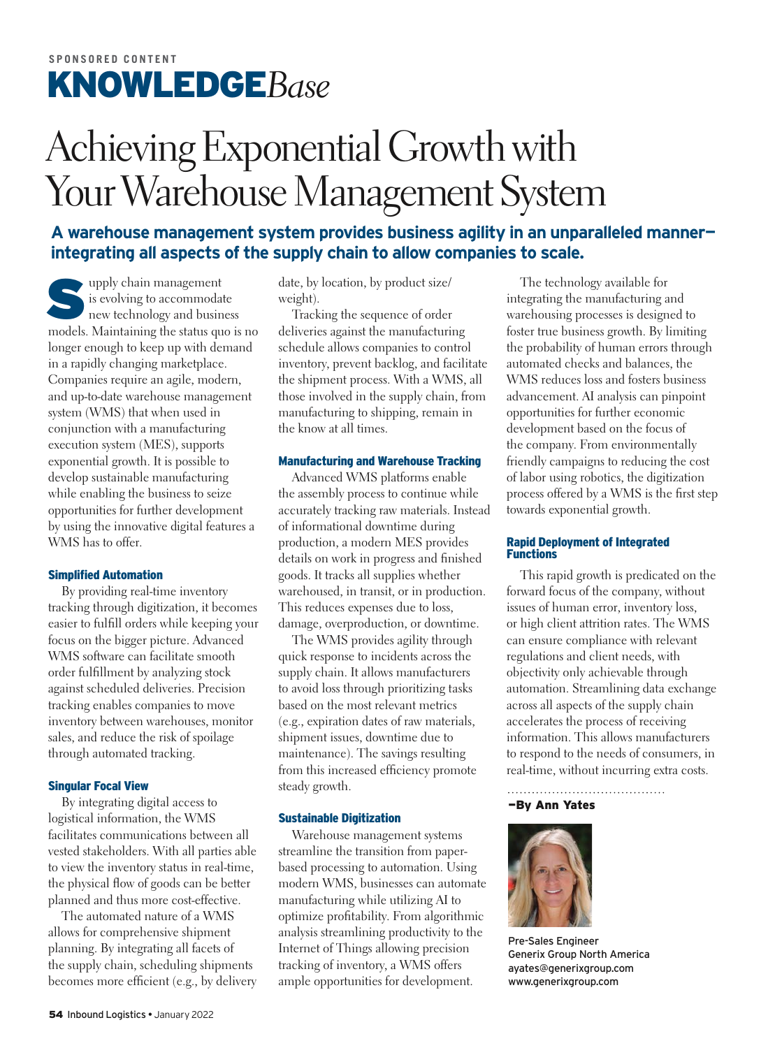SPONSORED CONTENT

**KNOWLEDGE***Base*

# Achieving Exponential Growth with Your Warehouse Management System

**A warehouse management system provides business agility in an unparalleled manner—integrating all aspects of the supply chain to allow companies to scale.**

Supply chain management is evolving to accommodate new technology and business models. Maintaining the status quo is no longer enough to keep up with demand in a rapidly changing marketplace. Companies require an agile, modern, and up-to-date warehouse management system (WMS) that when used in conjunction with a manufacturing execution system (MES), supports exponential growth. It is possible to develop sustainable manufacturing while enabling the business to seize opportunities for further development by using the innovative digital features a WMS has to offer.

### Simplified Automation

By providing real-time inventory tracking through digitization, it becomes easier to fulfill orders while keeping your focus on the bigger picture. Advanced WMS software can facilitate smooth order fulfillment by analyzing stock against scheduled deliveries. Precision tracking enables companies to move inventory between warehouses, monitor sales, and reduce the risk of spoilage through automated tracking.

### Singular Focal View

By integrating digital access to logistical information, the WMS facilitates communications between all vested stakeholders. With all parties able to view the inventory status in real-time, the physical flow of goods can be better planned and thus more cost-effective.

The automated nature of a WMS allows for comprehensive shipment planning. By integrating all facets of the supply chain, scheduling shipments becomes more efficient (e.g., by delivery date, by location, by product size/weight).

Tracking the sequence of order deliveries against the manufacturing schedule allows companies to control inventory, prevent backlog, and facilitate the shipment process. With a WMS, all those involved in the supply chain, from manufacturing to shipping, remain in the know at all times.

### Manufacturing and Warehouse Tracking

Advanced WMS platforms enable the assembly process to continue while accurately tracking raw materials. Instead of informational downtime during production, a modern MES provides details on work in progress and finished goods. It tracks all supplies whether warehoused, in transit, or in production. This reduces expenses due to loss, damage, overproduction, or downtime.

The WMS provides agility through quick response to incidents across the supply chain. It allows manufacturers to avoid loss through prioritizing tasks based on the most relevant metrics (e.g., expiration dates of raw materials, shipment issues, downtime due to maintenance). The savings resulting from this increased efficiency promote steady growth.

### Sustainable Digitization

Warehouse management systems streamline the transition from paper-based processing to automation. Using modern WMS, businesses can automate manufacturing while utilizing AI to optimize profitability. From algorithmic analysis streamlining productivity to the Internet of Things allowing precision tracking of inventory, a WMS offers ample opportunities for development.

The technology available for integrating the manufacturing and warehousing processes is designed to foster true business growth. By limiting the probability of human errors through automated checks and balances, the WMS reduces loss and fosters business advancement. AI analysis can pinpoint opportunities for further economic development based on the focus of the company. From environmentally friendly campaigns to reducing the cost of labor using robotics, the digitization process offered by a WMS is the first step towards exponential growth.

### Rapid Deployment of Integrated Functions

This rapid growth is predicated on the forward focus of the company, without issues of human error, inventory loss, or high client attrition rates. The WMS can ensure compliance with relevant regulations and client needs, with objectivity only achievable through automation. Streamlining data exchange across all aspects of the supply chain accelerates the process of receiving information. This allows manufacturers to respond to the needs of consumers, in real-time, without incurring extra costs.

**—By Ann Yates**

Pre-Sales Engineer
Generix Group North America
ayates@generixgroup.com
www.generixgroup.com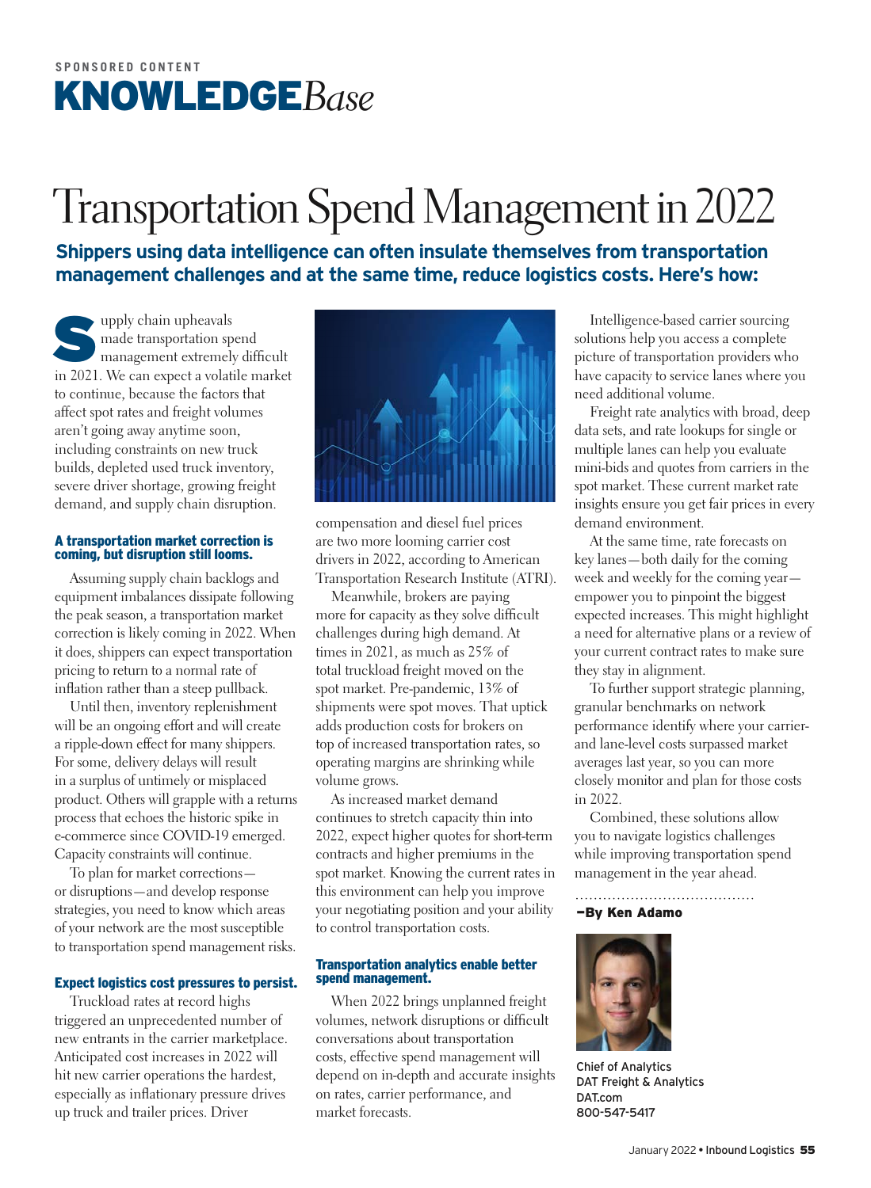SPONSORED CONTENT

**KNOWLEDGE***Base*

# Transportation Spend Management in 2022

**Shippers using data intelligence can often insulate themselves from transportation management challenges and at the same time, reduce logistics costs. Here's how:**

Supply chain upheavals made transportation spend management extremely difficult in 2021. We can expect a volatile market to continue, because the factors that affect spot rates and freight volumes aren't going away anytime soon, including constraints on new truck builds, depleted used truck inventory, severe driver shortage, growing freight demand, and supply chain disruption.

### A transportation market correction is coming, but disruption still looms.

Assuming supply chain backlogs and equipment imbalances dissipate following the peak season, a transportation market correction is likely coming in 2022. When it does, shippers can expect transportation pricing to return to a normal rate of inflation rather than a steep pullback.

Until then, inventory replenishment will be an ongoing effort and will create a ripple-down effect for many shippers. For some, delivery delays will result in a surplus of untimely or misplaced product. Others will grapple with a returns process that echoes the historic spike in e-commerce since COVID-19 emerged. Capacity constraints will continue.

To plan for market corrections—or disruptions—and develop response strategies, you need to know which areas of your network are the most susceptible to transportation spend management risks.

### Expect logistics cost pressures to persist.

Truckload rates at record highs triggered an unprecedented number of new entrants in the carrier marketplace. Anticipated cost increases in 2022 will hit new carrier operations the hardest, especially as inflationary pressure drives up truck and trailer prices. Driver compensation and diesel fuel prices are two more looming carrier cost drivers in 2022, according to American Transportation Research Institute (ATRI).

Meanwhile, brokers are paying more for capacity as they solve difficult challenges during high demand. At times in 2021, as much as 25% of total truckload freight moved on the spot market. Pre-pandemic, 13% of shipments were spot moves. That uptick adds production costs for brokers on top of increased transportation rates, so operating margins are shrinking while volume grows.

As increased market demand continues to stretch capacity thin into 2022, expect higher quotes for short-term contracts and higher premiums in the spot market. Knowing the current rates in this environment can help you improve your negotiating position and your ability to control transportation costs.

### Transportation analytics enable better spend management.

When 2022 brings unplanned freight volumes, network disruptions or difficult conversations about transportation costs, effective spend management will depend on in-depth and accurate insights on rates, carrier performance, and market forecasts.

Intelligence-based carrier sourcing solutions help you access a complete picture of transportation providers who have capacity to service lanes where you need additional volume.

Freight rate analytics with broad, deep data sets, and rate lookups for single or multiple lanes can help you evaluate mini-bids and quotes from carriers in the spot market. These current market rate insights ensure you get fair prices in every demand environment.

At the same time, rate forecasts on key lanes—both daily for the coming week and weekly for the coming year—empower you to pinpoint the biggest expected increases. This might highlight a need for alternative plans or a review of your current contract rates to make sure they stay in alignment.

To further support strategic planning, granular benchmarks on network performance identify where your carrier- and lane-level costs surpassed market averages last year, so you can more closely monitor and plan for those costs in 2022.

Combined, these solutions allow you to navigate logistics challenges while improving transportation spend management in the year ahead.

**–By Ken Adamo**

Chief of Analytics
DAT Freight & Analytics
DAT.com
800-547-5417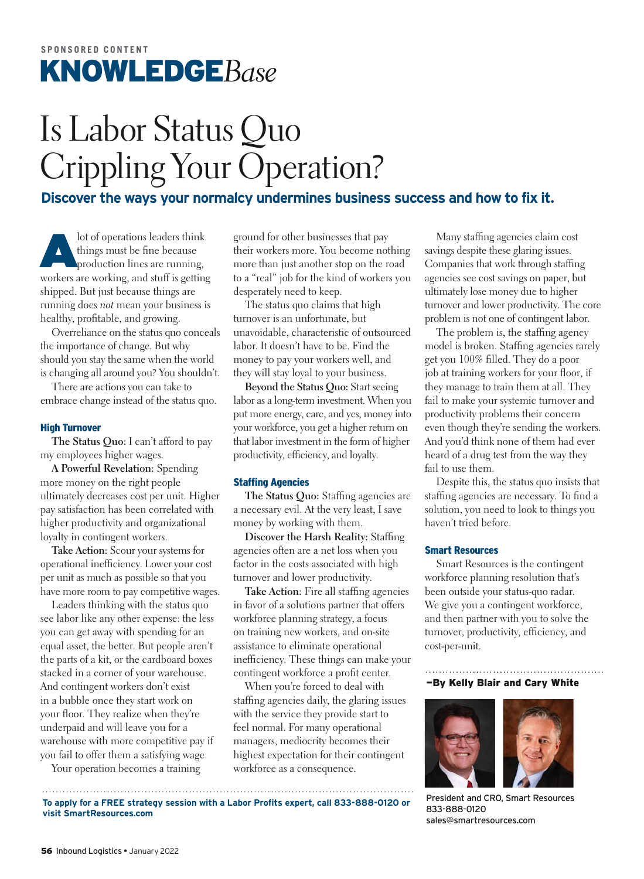SPONSORED CONTENT

KNOWLEDGE*Base*

# Is Labor Status Quo Crippling Your Operation?

**Discover the ways your normalcy undermines business success and how to fix it.**

A lot of operations leaders think things must be fine because production lines are running, workers are working, and stuff is getting shipped. But just because things are running does *not* mean your business is healthy, profitable, and growing.

Overreliance on the status quo conceals the importance of change. But why should you stay the same when the world is changing all around you? You shouldn't.

There are actions you can take to embrace change instead of the status quo.

## High Turnover

**The Status Quo:** I can't afford to pay my employees higher wages.

**A Powerful Revelation:** Spending more money on the right people ultimately decreases cost per unit. Higher pay satisfaction has been correlated with higher productivity and organizational loyalty in contingent workers.

**Take Action:** Scour your systems for operational inefficiency. Lower your cost per unit as much as possible so that you have more room to pay competitive wages.

Leaders thinking with the status quo see labor like any other expense: the less you can get away with spending for an equal asset, the better. But people aren't the parts of a kit, or the cardboard boxes stacked in a corner of your warehouse. And contingent workers don't exist in a bubble once they start work on your floor. They realize when they're underpaid and will leave you for a warehouse with more competitive pay if you fail to offer them a satisfying wage.

Your operation becomes a training ground for other businesses that pay their workers more. You become nothing more than just another stop on the road to a "real" job for the kind of workers you desperately need to keep.

The status quo claims that high turnover is an unfortunate, but unavoidable, characteristic of outsourced labor. It doesn't have to be. Find the money to pay your workers well, and they will stay loyal to your business.

**Beyond the Status Quo:** Start seeing labor as a long-term investment. When you put more energy, care, and yes, money into your workforce, you get a higher return on that labor investment in the form of higher productivity, efficiency, and loyalty.

## Staffing Agencies

**The Status Quo:** Staffing agencies are a necessary evil. At the very least, I save money by working with them.

**Discover the Harsh Reality:** Staffing agencies often are a net loss when you factor in the costs associated with high turnover and lower productivity.

**Take Action:** Fire all staffing agencies in favor of a solutions partner that offers workforce planning strategy, a focus on training new workers, and on-site assistance to eliminate operational inefficiency. These things can make your contingent workforce a profit center.

When you're forced to deal with staffing agencies daily, the glaring issues with the service they provide start to feel normal. For many operational managers, mediocrity becomes their highest expectation for their contingent workforce as a consequence.

Many staffing agencies claim cost savings despite these glaring issues. Companies that work through staffing agencies see cost savings on paper, but ultimately lose money due to higher turnover and lower productivity. The core problem is not one of contingent labor.

The problem is, the staffing agency model is broken. Staffing agencies rarely get you 100% filled. They do a poor job at training workers for your floor, if they manage to train them at all. They fail to make your systemic turnover and productivity problems their concern even though they're sending the workers. And you'd think none of them had ever heard of a drug test from the way they fail to use them.

Despite this, the status quo insists that staffing agencies are necessary. To find a solution, you need to look to things you haven't tried before.

## Smart Resources

Smart Resources is the contingent workforce planning resolution that's been outside your status-quo radar. We give you a contingent workforce, and then partner with you to solve the turnover, productivity, efficiency, and cost-per-unit.

**—By Kelly Blair and Cary White**

President and CRO, Smart Resources
833-888-0120
sales@smartresources.com

**To apply for a FREE strategy session with a Labor Profits expert, call 833-888-0120 or visit SmartResources.com**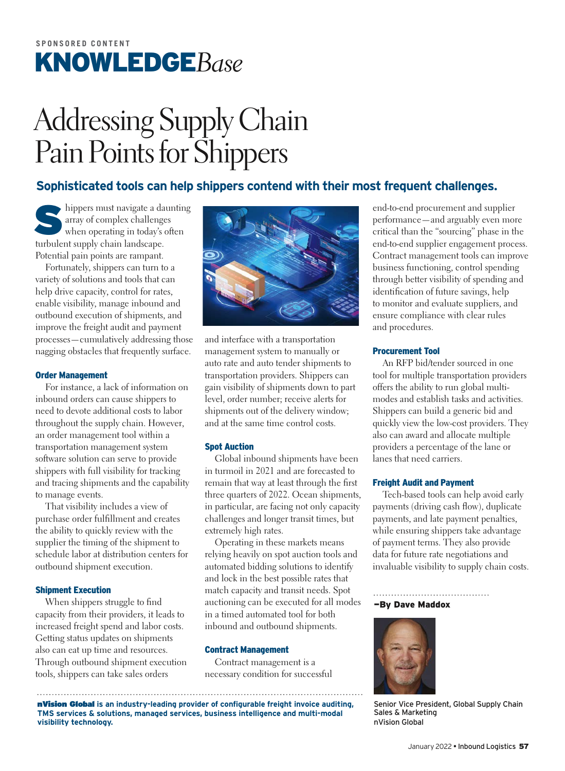SPONSORED CONTENT

KNOWLEDGE*Base*

# Addressing Supply Chain Pain Points for Shippers

## Sophisticated tools can help shippers contend with their most frequent challenges.

Shippers must navigate a daunting array of complex challenges when operating in today's often turbulent supply chain landscape. Potential pain points are rampant.

Fortunately, shippers can turn to a variety of solutions and tools that can help drive capacity, control for rates, enable visibility, manage inbound and outbound execution of shipments, and improve the freight audit and payment processes—cumulatively addressing those nagging obstacles that frequently surface.

### Order Management

For instance, a lack of information on inbound orders can cause shippers to need to devote additional costs to labor throughout the supply chain. However, an order management tool within a transportation management system software solution can serve to provide shippers with full visibility for tracking and tracing shipments and the capability to manage events.

That visibility includes a view of purchase order fulfillment and creates the ability to quickly review with the supplier the timing of the shipment to schedule labor at distribution centers for outbound shipment execution.

### Shipment Execution

When shippers struggle to find capacity from their providers, it leads to increased freight spend and labor costs. Getting status updates on shipments also can eat up time and resources. Through outbound shipment execution tools, shippers can take sales orders and interface with a transportation management system to manually or auto rate and auto tender shipments to transportation providers. Shippers can gain visibility of shipments down to part level, order number; receive alerts for shipments out of the delivery window; and at the same time control costs.

### Spot Auction

Global inbound shipments have been in turmoil in 2021 and are forecasted to remain that way at least through the first three quarters of 2022. Ocean shipments, in particular, are facing not only capacity challenges and longer transit times, but extremely high rates.

Operating in these markets means relying heavily on spot auction tools and automated bidding solutions to identify and lock in the best possible rates that match capacity and transit needs. Spot auctioning can be executed for all modes in a timed automated tool for both inbound and outbound shipments.

### Contract Management

Contract management is a necessary condition for successful end-to-end procurement and supplier performance—and arguably even more critical than the "sourcing" phase in the end-to-end supplier engagement process. Contract management tools can improve business functioning, control spending through better visibility of spending and identification of future savings, help to monitor and evaluate suppliers, and ensure compliance with clear rules and procedures.

### Procurement Tool

An RFP bid/tender sourced in one tool for multiple transportation providers offers the ability to run global multi-modes and establish tasks and activities. Shippers can build a generic bid and quickly view the low-cost providers. They also can award and allocate multiple providers a percentage of the lane or lanes that need carriers.

### Freight Audit and Payment

Tech-based tools can help avoid early payments (driving cash flow), duplicate payments, and late payment penalties, while ensuring shippers take advantage of payment terms. They also provide data for future rate negotiations and invaluable visibility to supply chain costs.

**—By Dave Maddox**

Senior Vice President, Global Supply Chain Sales & Marketing
nVision Global

**nVision Global is an industry-leading provider of configurable freight invoice auditing, TMS services & solutions, managed services, business intelligence and multi-modal visibility technology.**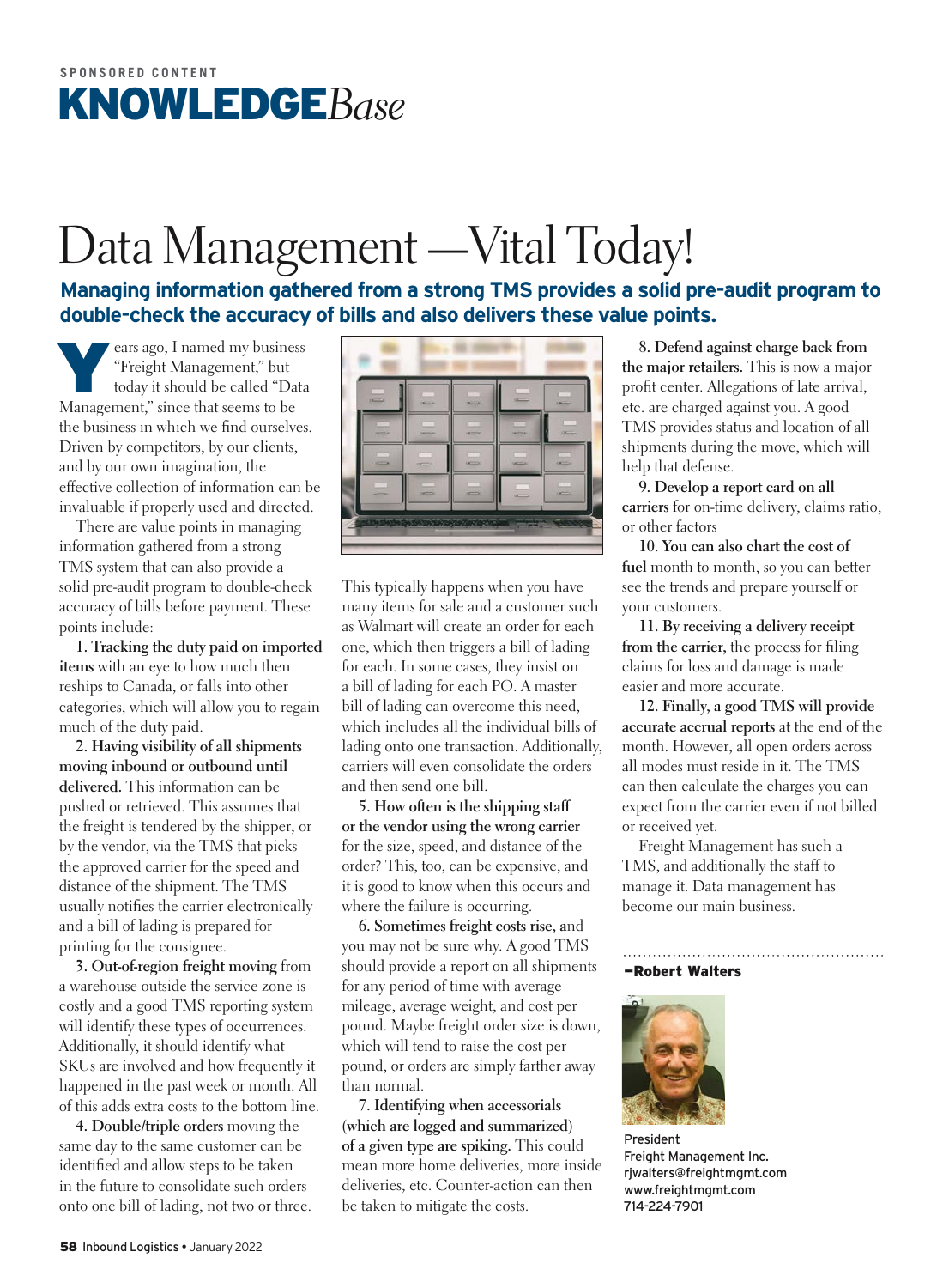SPONSORED CONTENT

**KNOWLEDGE***Base*

# Data Management —Vital Today!

**Managing information gathered from a strong TMS provides a solid pre-audit program to double-check the accuracy of bills and also delivers these value points.**

Years ago, I named my business "Freight Management," but today it should be called "Data Management," since that seems to be the business in which we find ourselves. Driven by competitors, by our clients, and by our own imagination, the effective collection of information can be invaluable if properly used and directed.

There are value points in managing information gathered from a strong TMS system that can also provide a solid pre-audit program to double-check accuracy of bills before payment. These points include:

**1. Tracking the duty paid on imported items** with an eye to how much then reships to Canada, or falls into other categories, which will allow you to regain much of the duty paid.

**2. Having visibility of all shipments moving inbound or outbound until delivered.** This information can be pushed or retrieved. This assumes that the freight is tendered by the shipper, or by the vendor, via the TMS that picks the approved carrier for the speed and distance of the shipment. The TMS usually notifies the carrier electronically and a bill of lading is prepared for printing for the consignee.

**3. Out-of-region freight moving** from a warehouse outside the service zone is costly and a good TMS reporting system will identify these types of occurrences. Additionally, it should identify what SKUs are involved and how frequently it happened in the past week or month. All of this adds extra costs to the bottom line.

**4. Double/triple orders** moving the same day to the same customer can be identified and allow steps to be taken in the future to consolidate such orders onto one bill of lading, not two or three. This typically happens when you have many items for sale and a customer such as Walmart will create an order for each one, which then triggers a bill of lading for each. In some cases, they insist on a bill of lading for each PO. A master bill of lading can overcome this need, which includes all the individual bills of lading onto one transaction. Additionally, carriers will even consolidate the orders and then send one bill.

**5. How often is the shipping staff or the vendor using the wrong carrier** for the size, speed, and distance of the order? This, too, can be expensive, and it is good to know when this occurs and where the failure is occurring.

**6. Sometimes freight costs rise, a**nd you may not be sure why. A good TMS should provide a report on all shipments for any period of time with average mileage, average weight, and cost per pound. Maybe freight order size is down, which will tend to raise the cost per pound, or orders are simply farther away than normal.

**7. Identifying when accessorials (which are logged and summarized) of a given type are spiking.** This could mean more home deliveries, more inside deliveries, etc. Counter-action can then be taken to mitigate the costs.

**8. Defend against charge back from the major retailers.** This is now a major profit center. Allegations of late arrival, etc. are charged against you. A good TMS provides status and location of all shipments during the move, which will help that defense.

**9. Develop a report card on all carriers** for on-time delivery, claims ratio, or other factors

**10. You can also chart the cost of fuel** month to month, so you can better see the trends and prepare yourself or your customers.

**11. By receiving a delivery receipt from the carrier,** the process for filing claims for loss and damage is made easier and more accurate.

**12. Finally, a good TMS will provide accurate accrual reports** at the end of the month. However, all open orders across all modes must reside in it. The TMS can then calculate the charges you can expect from the carrier even if not billed or received yet.

Freight Management has such a TMS, and additionally the staff to manage it. Data management has become our main business.

**—Robert Walters**

President
Freight Management Inc.
rjwalters@freightmgmt.com
www.freightmgmt.com
714-224-7901